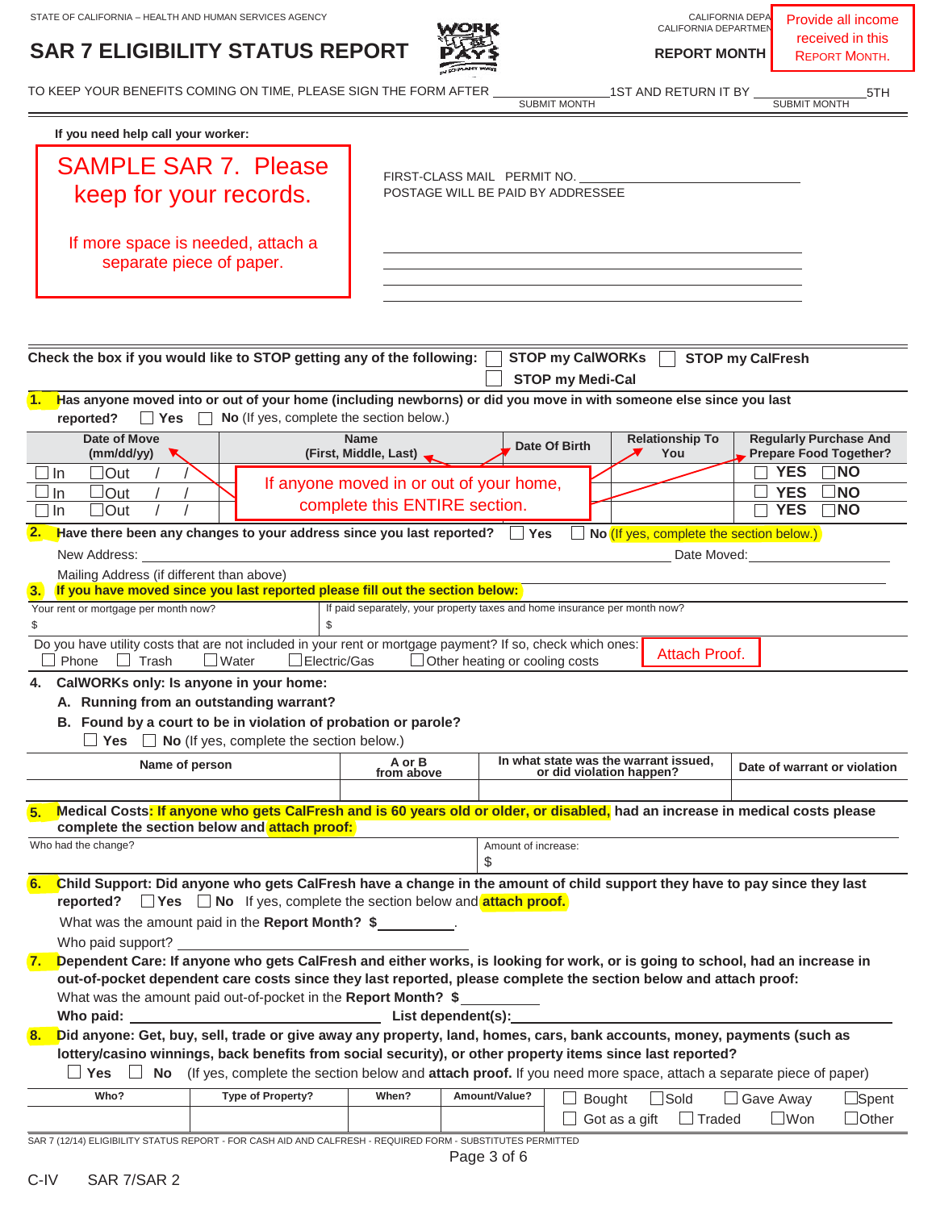STATE OF CALIFORNIA – HEALTH AND HUMAN SERVICES AGENCY

CALIFORNIA DEPA
CALIFORNIA DEPARTMEN

# SAR 7 ELIGIBILITY STATUS REPORT

**REPORT MONTH**

Provide all income received in this REPORT MONTH.

TO KEEP YOUR BENEFITS COMING ON TIME, PLEASE SIGN THE FORM AFTER ______________ 1ST AND RETURN IT BY ______________ 5TH
SUBMIT MONTH / SUBMIT MONTH

**If you need help call your worker:**

SAMPLE SAR 7. Please keep for your records.

If more space is needed, attach a separate piece of paper.

FIRST-CLASS MAIL PERMIT NO. ______________
POSTAGE WILL BE PAID BY ADDRESSEE

**Check the box if you would like to STOP getting any of the following:** ☐ **STOP my CalWORKs** ☐ **STOP my CalFresh** ☐ **STOP my Medi-Cal**

**1. Has anyone moved into or out of your home (including newborns) or did you move in with someone else since you last reported?** ☐ **Yes** ☐ **No** (If yes, complete the section below.)

If anyone moved in or out of your home, complete this ENTIRE section.

| Date of Move (mm/dd/yy) | Name (First, Middle, Last) | Date Of Birth | Relationship To You | Regularly Purchase And Prepare Food Together? |
|---|---|---|---|---|
| ☐ In ☐ Out / / | | | | ☐ YES ☐ NO |
| ☐ In ☐ Out / / | | | | ☐ YES ☐ NO |
| ☐ In ☐ Out / / | | | | ☐ YES ☐ NO |

**2. Have there been any changes to your address since you last reported?** ☐ **Yes** ☐ **No** (If yes, complete the section below.)

New Address: ______________ Date Moved: ______________

Mailing Address (if different than above) ______________

**3. If you have moved since you last reported please fill out the section below:**

| Your rent or mortgage per month now? | If paid separately, your property taxes and home insurance per month now? |
|---|---|
| $ | $ |

Do you have utility costs that are not included in your rent or mortgage payment? If so, check which ones: Attach Proof.
☐ Phone ☐ Trash ☐ Water ☐ Electric/Gas ☐ Other heating or cooling costs

**4. CalWORKs only: Is anyone in your home:**

**A. Running from an outstanding warrant?**

**B. Found by a court to be in violation of probation or parole?**

☐ **Yes** ☐ **No** (If yes, complete the section below.)

| Name of person | A or B from above | In what state was the warrant issued, or did violation happen? | Date of warrant or violation |
|---|---|---|---|
| | | | |

**5. Medical Costs: If anyone who gets CalFresh and is 60 years old or older, or disabled, had an increase in medical costs please complete the section below and attach proof:**

| Who had the change? | Amount of increase: |
|---|---|
| | $ |

**6. Child Support: Did anyone who gets CalFresh have a change in the amount of child support they have to pay since they last reported?** ☐ **Yes** ☐ **No** If yes, complete the section below and **attach proof.**

What was the amount paid in the **Report Month? $**__________.

Who paid support? ______________

**7. Dependent Care: If anyone who gets CalFresh and either works, is looking for work, or is going to school, had an increase in out-of-pocket dependent care costs since they last reported, please complete the section below and attach proof:**

What was the amount paid out-of-pocket in the **Report Month? $** __________

**Who paid:** ______________ **List dependent(s):** ______________

**8. Did anyone: Get, buy, sell, trade or give away any property, land, homes, cars, bank accounts, money, payments (such as lottery/casino winnings, back benefits from social security), or other property items since last reported?**

☐ **Yes** ☐ **No** (If yes, complete the section below and **attach proof.** If you need more space, attach a separate piece of paper)

| Who? | Type of Property? | When? | Amount/Value? | |
|---|---|---|---|---|
| | | | | ☐ Bought ☐ Sold ☐ Gave Away ☐ Spent ☐ Got as a gift ☐ Traded ☐ Won ☐ Other |

SAR 7 (12/14) ELIGIBILITY STATUS REPORT - FOR CASH AID AND CALFRESH - REQUIRED FORM - SUBSTITUTES PERMITTED

C-IV SAR 7/SAR 2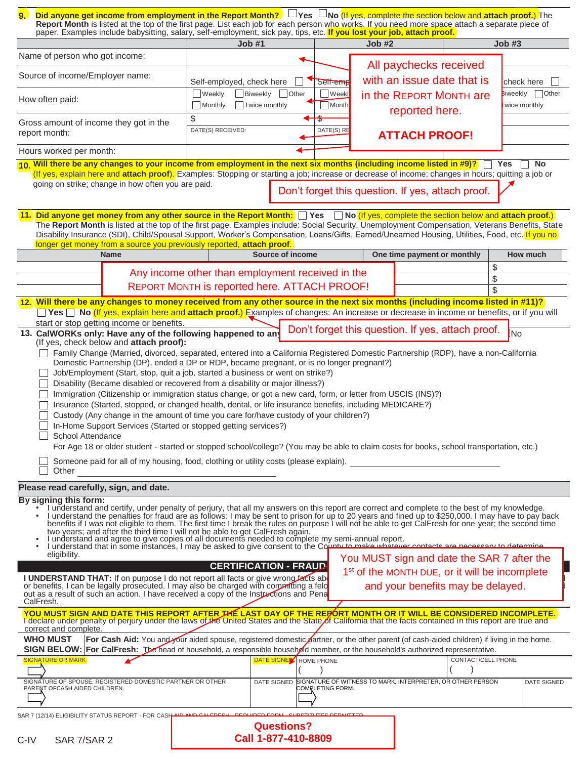**9. Did anyone get income from employment in the Report Month?** ☐Yes ☐No (If yes, complete the section below and **attach proof.**) The **Report Month** is listed at the top of the first page. List each job for each person who works. If you need more space attach a separate piece of paper. Examples include babysitting, salary, self-employment, sick pay, tips, etc. **If you lost your job, attach proof.**

| | Job #1 | Job #2 | Job #3 |
|---|---|---|---|
| Name of person who got income: | | | |
| Source of income/Employer name: | Self-employed, check here ☐ | Self-emp | check here ☐ |
| How often paid: | ☐Weekly ☐Biweekly ☐Other ☐Monthly ☐Twice monthly | ☐Weekl ☐Month | Biweekly ☐Other Twice monthly |
| Gross amount of income they got in the report month: | $ DATE(S) RECEIVED: | $ DATE(S) RE | |
| Hours worked per month: | | | |

All paychecks received with an issue date that is in the REPORT MONTH are reported here.

**ATTACH PROOF!**

**10. Will there be any changes to your income from employment in the next six months (including income listed in #9)?** ☐ **Yes** ☐ **No** (If yes, explain here and **attach proof**). Examples: Stopping or starting a job; increase or decrease of income; changes in hours; quitting a job or going on strike; change in how often you are paid.

Don't forget this question. If yes, attach proof.

**11. Did anyone get money from any other source in the Report Month:** ☐ **Yes** ☐ **No** (If yes, complete the section below and **attach proof.**) The **Report Month** is listed at the top of the first page. Examples include: Social Security, Unemployment Compensation, Veterans Benefits, State Disability Insurance (SDI), Child/Spousal Support, Worker's Compensation, Loans/Gifts, Earned/Unearned Housing, Utilities, Food, etc. If you no longer get money from a source you previously reported, **attach proof.**

| Name | Source of income | One time payment or monthly | How much |
|---|---|---|---|
| | | | $ |
| | | | $ |
| | | | $ |

Any income other than employment received in the REPORT MONTH is reported here. ATTACH PROOF!

**12. Will there be any changes to money received from any other source in the next six months (including income listed in #11)?** ☐ **Yes** ☐ **No** (If yes, explain here and **attach proof.**) Examples of changes: An increase or decrease in income or benefits, or if you will start or stop getting income or benefits.

Don't forget this question. If yes, attach proof.

**13. CalWORKs only: Have any of the following happened to any** ... ☐No
(If yes, check below and **attach proof**):

- ☐ Family Change (Married, divorced, separated, entered into a California Registered Domestic Partnership (RDP), have a non-California Domestic Partnership (DP), ended a DP or RDP, became pregnant, or is no longer pregnant?)
- ☐ Job/Employment (Start, stop, quit a job, started a business or went on strike?)
- ☐ Disability (Became disabled or recovered from a disability or major illness?)
- ☐ Immigration (Citizenship or immigration status change, or got a new card, form, or letter from USCIS (INS)?)
- ☐ Insurance (Started, stopped, or changed health, dental, or life insurance benefits, including MEDICARE?)
- ☐ Custody (Any change in the amount of time you care for/have custody of your children?)
- ☐ In-Home Support Services (Started or stopped getting services?)
- ☐ School Attendance
  For Age 18 or older student - started or stopped school/college? (You may be able to claim costs for books, school transportation, etc.)
- ☐ Someone paid for all of my housing, food, clothing or utility costs (please explain). ______________
- ☐ Other ______________

**Please read carefully, sign, and date.**

**By signing this form:**

- I understand and certify, under penalty of perjury, that all my answers on this report are correct and complete to the best of my knowledge.
- I understand the penalties for fraud are as follows: I may be sent to prison for up to 20 years and fined up to $250,000. I may have to pay back benefits if I was not eligible to them. The first time I break the rules on purpose I will not be able to get CalFresh for one year; the second time two years; and after the third time I will not be able to get CalFresh again.
- I understand and agree to give copies of all documents needed to complete my semi-annual report.
- I understand that in some instances, I may be asked to give consent to the County to make whatever contacts are necessary to determine eligibility.

**CERTIFICATION - FRAUD**

**I UNDERSTAND THAT:** If on purpose I do not report all facts or give wrong facts ab... or benefits, I can be legally prosecuted. I may also be charged with committing a felo... out as a result of such an action. I have received a copy of the Instructions and Pena... CalFresh.

You MUST sign and date the SAR 7 after the 1st of the MONTH DUE, or it will be incomplete and your benefits may be delayed.

**YOU MUST SIGN AND DATE THIS REPORT AFTER THE LAST DAY OF THE REPORT MONTH OR IT WILL BE CONSIDERED INCOMPLETE.** I declare under penalty of perjury under the laws of the United States and the State of California that the facts contained in this report are true and correct and complete.

**WHO MUST SIGN BELOW:** **For Cash Aid:** You and your aided spouse, registered domestic partner, or the other parent (of cash-aided children) if living in the home. **For CalFresh:** The head of household, a responsible household member, or the household's authorized representative.

| SIGNATURE OR MARK | DATE SIGNED | HOME PHONE | CONTACT/CELL PHONE |
|---|---|---|---|
| ⇨ | | ( ) | ( ) |
| SIGNATURE OF SPOUSE, REGISTERED DOMESTIC PARTNER OR OTHER PARENT OFCASH AIDED CHILDREN. | DATE SIGNED | SIGNATURE OF WITNESS TO MARK, INTERPRETER, OR OTHER PERSON COMPLETING FORM. | DATE SIGNED |
| ⇨ | | ⇨ | |

SAR 7 (12/14) ELIGIBILITY STATUS REPORT - FOR CASH AID AND CALFRESH - REQUIRED FORM - SUBSTITUTES PERMITTED

**Questions?**
**Call 1-877-410-8809**

C-IV SAR 7/SAR 2